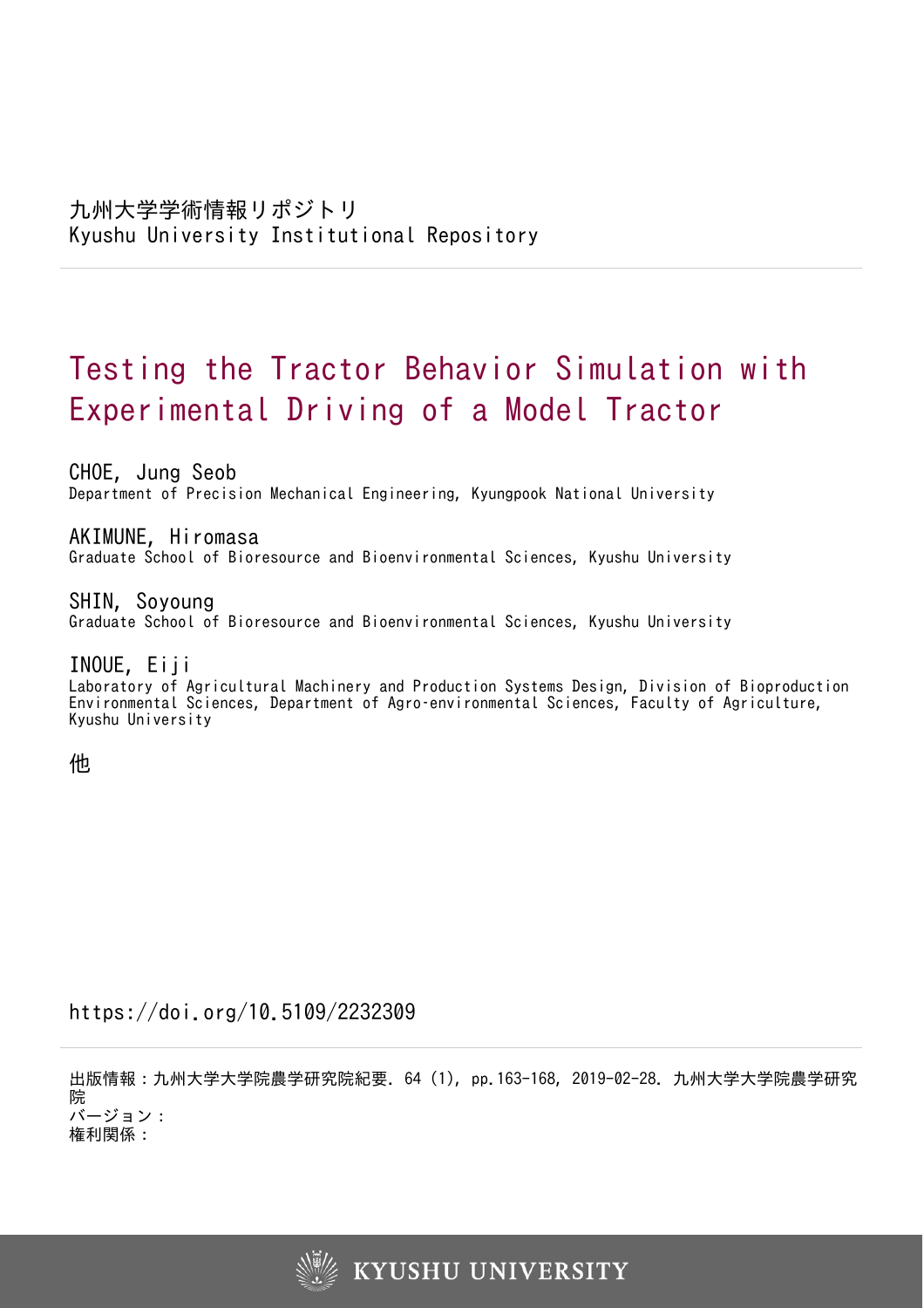九州大学学術情報リポジトリ
Kyushu University Institutional Repository

# Testing the Tractor Behavior Simulation with Experimental Driving of a Model Tractor

CHOE, Jung Seob
Department of Precision Mechanical Engineering, Kyungpook National University

AKIMUNE, Hiromasa
Graduate School of Bioresource and Bioenvironmental Sciences, Kyushu University

SHIN, Soyoung
Graduate School of Bioresource and Bioenvironmental Sciences, Kyushu University

INOUE, Eiji
Laboratory of Agricultural Machinery and Production Systems Design, Division of Bioproduction Environmental Sciences, Department of Agro-environmental Sciences, Faculty of Agriculture, Kyushu University

他

https://doi.org/10.5109/2232309

出版情報：九州大学大学院農学研究院紀要. 64 (1), pp.163-168, 2019-02-28. 九州大学大学院農学研究院
バージョン：
権利関係：

KYUSHU UNIVERSITY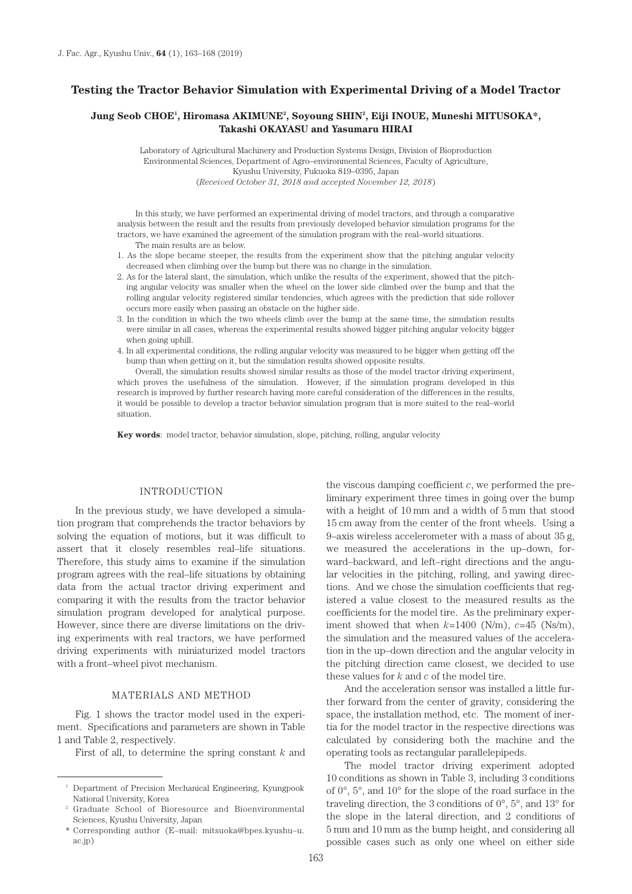# Testing the Tractor Behavior Simulation with Experimental Driving of a Model Tractor

**Jung Seob CHOE[1], Hiromasa AKIMUNE[2], Soyoung SHIN[2], Eiji INOUE, Muneshi MITUSOKA*, Takashi OKAYASU and Yasumaru HIRAI**

Laboratory of Agricultural Machinery and Production Systems Design, Division of Bioproduction Environmental Sciences, Department of Agro–environmental Sciences, Faculty of Agriculture, Kyushu University, Fukuoka 819–0395, Japan
(*Received October 31, 2018 and accepted November 12, 2018*)

In this study, we have performed an experimental driving of model tractors, and through a comparative analysis between the result and the results from previously developed behavior simulation programs for the tractors, we have examined the agreement of the simulation program with the real–world situations.

The main results are as below.

1. As the slope became steeper, the results from the experiment show that the pitching angular velocity decreased when climbing over the bump but there was no change in the simulation.
2. As for the lateral slant, the simulation, which unlike the results of the experiment, showed that the pitching angular velocity was smaller when the wheel on the lower side climbed over the bump and that the rolling angular velocity registered similar tendencies, which agrees with the prediction that side rollover occurs more easily when passing an obstacle on the higher side.
3. In the condition in which the two wheels climb over the bump at the same time, the simulation results were similar in all cases, whereas the experimental results showed bigger pitching angular velocity bigger when going uphill.
4. In all experimental conditions, the rolling angular velocity was measured to be bigger when getting off the bump than when getting on it, but the simulation results showed opposite results.

Overall, the simulation results showed similar results as those of the model tractor driving experiment, which proves the usefulness of the simulation. However, if the simulation program developed in this research is improved by further research having more careful consideration of the differences in the results, it would be possible to develop a tractor behavior simulation program that is more suited to the real–world situation.

**Key words**: model tractor, behavior simulation, slope, pitching, rolling, angular velocity

## INTRODUCTION

In the previous study, we have developed a simulation program that comprehends the tractor behaviors by solving the equation of motions, but it was difficult to assert that it closely resembles real–life situations. Therefore, this study aims to examine if the simulation program agrees with the real–life situations by obtaining data from the actual tractor driving experiment and comparing it with the results from the tractor behavior simulation program developed for analytical purpose. However, since there are diverse limitations on the driving experiments with real tractors, we have performed driving experiments with miniaturized model tractors with a front–wheel pivot mechanism.

## MATERIALS AND METHOD

Fig. 1 shows the tractor model used in the experiment. Specifications and parameters are shown in Table 1 and Table 2, respectively.

First of all, to determine the spring constant $k$ and the viscous damping coefficient $c$, we performed the preliminary experiment three times in going over the bump with a height of 10 mm and a width of 5 mm that stood 15 cm away from the center of the front wheels. Using a 9–axis wireless accelerometer with a mass of about 35 g, we measured the accelerations in the up–down, forward–backward, and left–right directions and the angular velocities in the pitching, rolling, and yawing directions. And we chose the simulation coefficients that registered a value closest to the measured results as the coefficients for the model tire. As the preliminary experiment showed that when $k$=1400 (N/m), $c$=45 (Ns/m), the simulation and the measured values of the acceleration in the up–down direction and the angular velocity in the pitching direction came closest, we decided to use these values for $k$ and $c$ of the model tire.

And the acceleration sensor was installed a little further forward from the center of gravity, considering the space, the installation method, etc. The moment of inertia for the model tractor in the respective directions was calculated by considering both the machine and the operating tools as rectangular parallelepipeds.

The model tractor driving experiment adopted 10 conditions as shown in Table 3, including 3 conditions of 0°, 5°, and 10° for the slope of the road surface in the traveling direction, the 3 conditions of 0°, 5°, and 13° for the slope in the lateral direction, and 2 conditions of 5 mm and 10 mm as the bump height, and considering all possible cases such as only one wheel on either side

---

[1] Department of Precision Mechanical Engineering, Kyungpook National University, Korea

[2] Graduate School of Bioresource and Bioenvironmental Sciences, Kyushu University, Japan

\* Corresponding author (E–mail: mitsuoka@bpes.kyushu–u.ac.jp)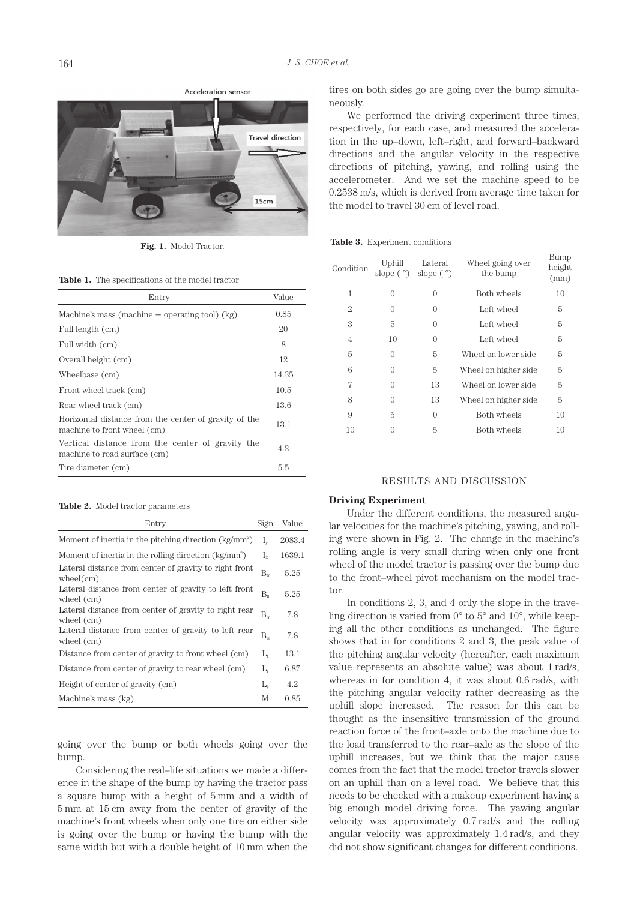Fig. 1. Model Tractor.

Table 1. The specifications of the model tractor

| Entry | Value |
|---|---|
| Machine's mass (machine + operating tool) (kg) | 0.85 |
| Full length (cm) | 20 |
| Full width (cm) | 8 |
| Overall height (cm) | 12 |
| Wheelbase (cm) | 14.35 |
| Front wheel track (cm) | 10.5 |
| Rear wheel track (cm) | 13.6 |
| Horizontal distance from the center of gravity of the machine to front wheel (cm) | 13.1 |
| Vertical distance from the center of gravity the machine to road surface (cm) | 4.2 |
| Tire diameter (cm) | 5.5 |

Table 2. Model tractor parameters

| Entry | Sign | Value |
|---|---|---|
| Moment of inertia in the pitching direction (kg/mm²) | $I_y$ | 2083.4 |
| Moment of inertia in the rolling direction (kg/mm²) | $I_x$ | 1639.1 |
| Lateral distance from center of gravity to right front wheel(cm) | $B_{fr}$ | 5.25 |
| Lateral distance from center of gravity to left front wheel (cm) | $B_{fl}$ | 5.25 |
| Lateral distance from center of gravity to right rear wheel (cm) | $B_{rr}$ | 7.8 |
| Lateral distance from center of gravity to left rear wheel (cm) | $B_{rl}$ | 7.8 |
| Distance from center of gravity to front wheel (cm) | $L_f$ | 13.1 |
| Distance from center of gravity to rear wheel (cm) | $L_r$ | 6.87 |
| Height of center of gravity (cm) | $L_g$ | 4.2 |
| Machine's mass (kg) | M | 0.85 |

going over the bump or both wheels going over the bump.

Considering the real–life situations we made a difference in the shape of the bump by having the tractor pass a square bump with a height of 5 mm and a width of 5 mm at 15 cm away from the center of gravity of the machine's front wheels when only one tire on either side is going over the bump or having the bump with the same width but with a double height of 10 mm when the tires on both sides go are going over the bump simultaneously.

We performed the driving experiment three times, respectively, for each case, and measured the acceleration in the up–down, left–right, and forward–backward directions and the angular velocity in the respective directions of pitching, yawing, and rolling using the accelerometer. And we set the machine speed to be 0.2538 m/s, which is derived from average time taken for the model to travel 30 cm of level road.

Table 3. Experiment conditions

| Condition | Uphill slope (°) | Lateral slope (°) | Wheel going over the bump | Bump height (mm) |
|---|---|---|---|---|
| 1 | 0 | 0 | Both wheels | 10 |
| 2 | 0 | 0 | Left wheel | 5 |
| 3 | 5 | 0 | Left wheel | 5 |
| 4 | 10 | 0 | Left wheel | 5 |
| 5 | 0 | 5 | Wheel on lower side | 5 |
| 6 | 0 | 5 | Wheel on higher side | 5 |
| 7 | 0 | 13 | Wheel on lower side | 5 |
| 8 | 0 | 13 | Wheel on higher side | 5 |
| 9 | 5 | 0 | Both wheels | 10 |
| 10 | 0 | 5 | Both wheels | 10 |

## RESULTS AND DISCUSSION

### Driving Experiment

Under the different conditions, the measured angular velocities for the machine's pitching, yawing, and rolling were shown in Fig. 2. The change in the machine's rolling angle is very small during when only one front wheel of the model tractor is passing over the bump due to the front–wheel pivot mechanism on the model tractor.

In conditions 2, 3, and 4 only the slope in the travelling direction is varied from 0° to 5° and 10°, while keeping all the other conditions as unchanged. The figure shows that in for conditions 2 and 3, the peak value of the pitching angular velocity (hereafter, each maximum value represents an absolute value) was about 1 rad/s, whereas in for condition 4, it was about 0.6 rad/s, with the pitching angular velocity rather decreasing as the uphill slope increased. The reason for this can be thought as the insensitive transmission of the ground reaction force of the front–axle onto the machine due to the load transferred to the rear–axle as the slope of the uphill increases, but we think that the major cause comes from the fact that the model tractor travels slower on an uphill than on a level road. We believe that this needs to be checked with a makeup experiment having a big enough model driving force. The yawing angular velocity was approximately 0.7 rad/s and the rolling angular velocity was approximately 1.4 rad/s, and they did not show significant changes for different conditions.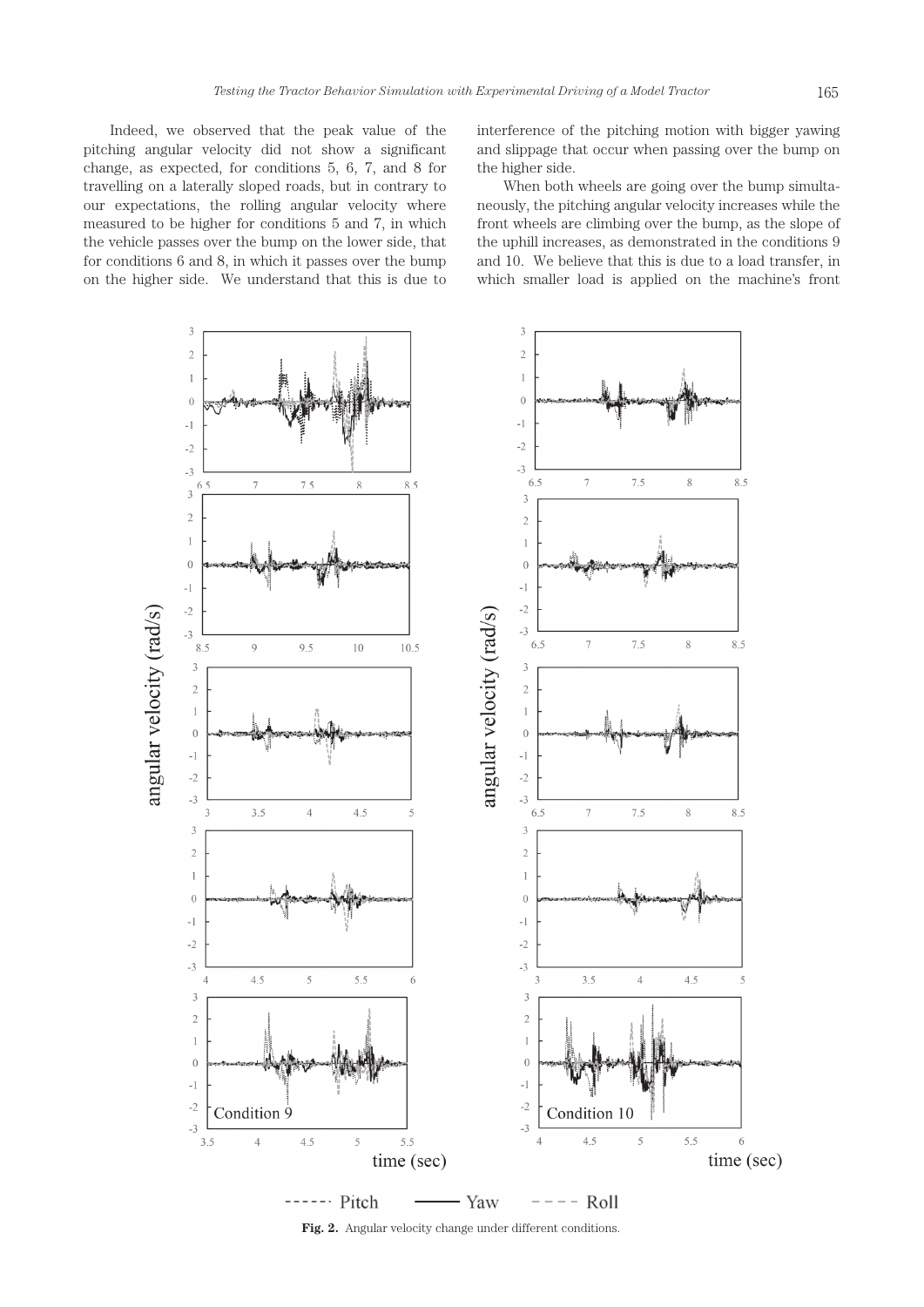Indeed, we observed that the peak value of the pitching angular velocity did not show a significant change, as expected, for conditions 5, 6, 7, and 8 for travelling on a laterally sloped roads, but in contrary to our expectations, the rolling angular velocity where measured to be higher for conditions 5 and 7, in which the vehicle passes over the bump on the lower side, that for conditions 6 and 8, in which it passes over the bump on the higher side. We understand that this is due to interference of the pitching motion with bigger yawing and slippage that occur when passing over the bump on the higher side.

When both wheels are going over the bump simultaneously, the pitching angular velocity increases while the front wheels are climbing over the bump, as the slope of the uphill increases, as demonstrated in the conditions 9 and 10. We believe that this is due to a load transfer, in which smaller load is applied on the machine's front

**Fig. 2.** Angular velocity change under different conditions.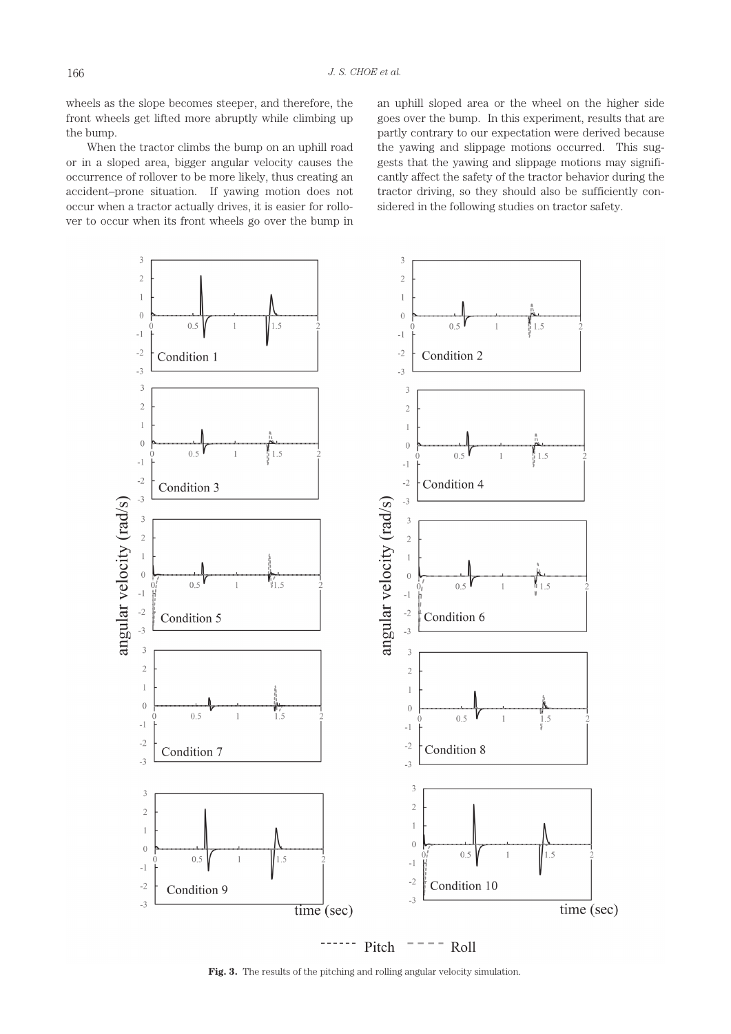wheels as the slope becomes steeper, and therefore, the front wheels get lifted more abruptly while climbing up the bump.

When the tractor climbs the bump on an uphill road or in a sloped area, bigger angular velocity causes the occurrence of rollover to be more likely, thus creating an accident–prone situation. If yawing motion does not occur when a tractor actually drives, it is easier for rollover to occur when its front wheels go over the bump in an uphill sloped area or the wheel on the higher side goes over the bump. In this experiment, results that are partly contrary to our expectation were derived because the yawing and slippage motions occurred. This suggests that the yawing and slippage motions may significantly affect the safety of the tractor behavior during the tractor driving, so they should also be sufficiently considered in the following studies on tractor safety.

**Fig. 3.** The results of the pitching and rolling angular velocity simulation.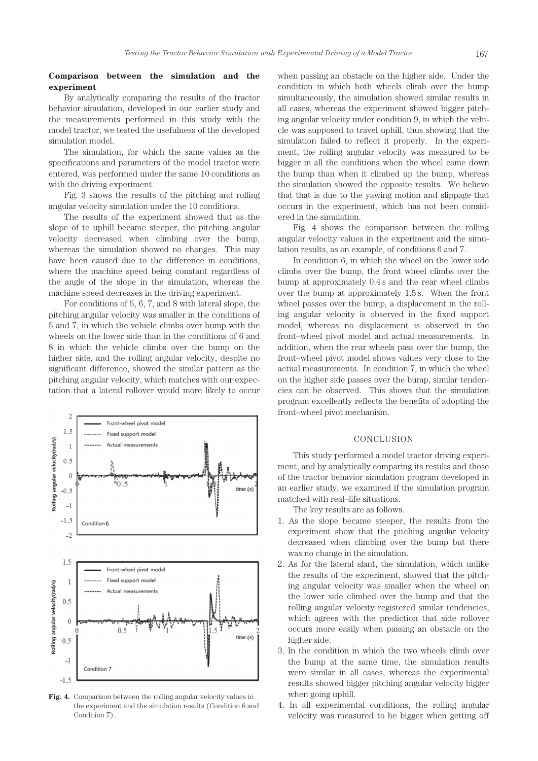**Comparison between the simulation and the experiment**

By analytically comparing the results of the tractor behavior simulation, developed in our earlier study and the measurements performed in this study with the model tractor, we tested the usefulness of the developed simulation model.

The simulation, for which the same values as the specifications and parameters of the model tractor were entered, was performed under the same 10 conditions as with the driving experiment.

Fig. 3 shows the results of the pitching and rolling angular velocity simulation under the 10 conditions.

The results of the experiment showed that as the slope of te uphill became steeper, the pitching angular velocity decreased when climbing over the bump, whereas the simulation showed no changes. This may have been caused due to the difference in conditions, where the machine speed being constant regardless of the angle of the slope in the simulation, whereas the machine speed decreases in the driving experiment.

For conditions of 5, 6, 7, and 8 with lateral slope, the pitching angular velocity was smaller in the conditions of 5 and 7, in which the vehicle climbs over bump with the wheels on the lower side than in the conditions of 6 and 8 in which the vehicle climbs over the bump on the higher side, and the rolling angular velocity, despite no significant difference, showed the similar pattern as the pitching angular velocity, which matches with our expectation that a lateral rollover would more likely to occur when passing an obstacle on the higher side. Under the condition in which both wheels climb over the bump simultaneously, the simulation showed similar results in all cases, whereas the experiment showed bigger pitching angular velocity under condition 9, in which the vehicle was supposed to travel uphill, thus showing that the simulation failed to reflect it properly. In the experiment, the rolling angular velocity was measured to be bigger in all the conditions when the wheel came down the bump than when it climbed up the bump, whereas the simulation showed the opposite results. We believe that that is due to the yawing motion and slippage that occurs in the experiment, which has not been considered in the simulation.

Fig. 4 shows the comparison between the rolling angular velocity values in the experiment and the simulation results, as an example, of conditions 6 and 7.

In condition 6, in which the wheel on the lower side climbs over the bump, the front wheel climbs over the bump at approximately 0.4 s and the rear wheel climbs over the bump at approximately 1.5 s. When the front wheel passes over the bump, a displacement in the rolling angular velocity is observed in the fixed support model, whereas no displacement is observed in the front–wheel pivot model and actual measurements. In addition, when the rear wheels pass over the bump, the front–wheel pivot model shows values very close to the actual measurements. In condition 7, in which the wheel on the higher side passes over the bump, similar tendencies can be observed. This shows that the simulation program excellently reflects the benefits of adopting the front–wheel pivot mechanism.

**Fig. 4.** Comparison between the rolling angular velocity values in the experiment and the simulation results (Condition 6 and Condition 7).

## CONCLUSION

This study performed a model tractor driving experiment, and by analytically comparing its results and those of the tractor behavior simulation program developed in an earlier study, we examined if the simulation program matched with real–life situations.

The key results are as follows.

1. As the slope became steeper, the results from the experiment show that the pitching angular velocity decreased when climbing over the bump but there was no change in the simulation.
2. As for the lateral slant, the simulation, which unlike the results of the experiment, showed that the pitching angular velocity was smaller when the wheel on the lower side climbed over the bump and that the rolling angular velocity registered similar tendencies, which agrees with the prediction that side rollover occurs more easily when passing an obstacle on the higher side.
3. In the condition in which the two wheels climb over the bump at the same time, the simulation results were similar in all cases, whereas the experimental results showed bigger pitching angular velocity bigger when going uphill.
4. In all experimental conditions, the rolling angular velocity was measured to be bigger when getting off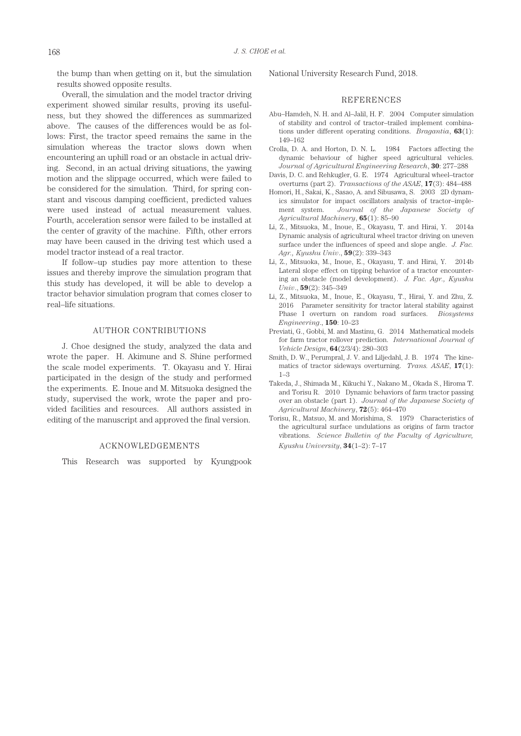the bump than when getting on it, but the simulation results showed opposite results.

Overall, the simulation and the model tractor driving experiment showed similar results, proving its usefulness, but they showed the differences as summarized above. The causes of the differences would be as follows: First, the tractor speed remains the same in the simulation whereas the tractor slows down when encountering an uphill road or an obstacle in actual driving. Second, in an actual driving situations, the yawing motion and the slippage occurred, which were failed to be considered for the simulation. Third, for spring constant and viscous damping coefficient, predicted values were used instead of actual measurement values. Fourth, acceleration sensor were failed to be installed at the center of gravity of the machine. Fifth, other errors may have been caused in the driving test which used a model tractor instead of a real tractor.

If follow–up studies pay more attention to these issues and thereby improve the simulation program that this study has developed, it will be able to develop a tractor behavior simulation program that comes closer to real–life situations.

## AUTHOR CONTRIBUTIONS

J. Choe designed the study, analyzed the data and wrote the paper. H. Akimune and S. Shine performed the scale model experiments. T. Okayasu and Y. Hirai participated in the design of the study and performed the experiments. E. Inoue and M. Mitsuoka designed the study, supervised the work, wrote the paper and provided facilities and resources. All authors assisted in editing of the manuscript and approved the final version.

## ACKNOWLEDGEMENTS

This Research was supported by Kyungpook National University Research Fund, 2018.

## REFERENCES

Abu–Hamdeh, N. H. and Al–Jalil, H. F. 2004 Computer simulation of stability and control of tractor–trailed implement combinations under different operating conditions. *Bragantia*, **63**(1): 149–162

Crolla, D. A. and Horton, D. N. L. 1984 Factors affecting the dynamic behaviour of higher speed agricultural vehicles. *Journal of Agricultural Engineering Research*, **30**: 277–288

Davis, D. C. and Rehkugler, G. E. 1974 Agricultural wheel–tractor overturns (part 2). *Transactions of the ASAE*, **17**(3): 484–488

Homori, H., Sakai, K., Sasao, A. and Sibusawa, S. 2003 2D dynamics simulator for impact oscillators analysis of tractor–implement system. *Journal of the Japanese Society of Agricultural Machinery*, **65**(1): 85–90

Li, Z., Mitsuoka, M., Inoue, E., Okayasu, T. and Hirai, Y. 2014a Dynamic analysis of agricultural wheel tractor driving on uneven surface under the influences of speed and slope angle. *J. Fac. Agr., Kyushu Univ*., **59**(2): 339–343

Li, Z., Mitsuoka, M., Inoue, E., Okayasu, T. and Hirai, Y. 2014b Lateral slope effect on tipping behavior of a tractor encountering an obstacle (model development). *J. Fac. Agr., Kyushu Univ*., **59**(2): 345–349

Li, Z., Mitsuoka, M., Inoue, E., Okayasu, T., Hirai, Y. and Zhu, Z. 2016 Parameter sensitivity for tractor lateral stability against Phase I overturn on random road surfaces. *Biosystems Engineering*., **150**: 10–23

Previati, G., Gobbi, M. and Mastinu, G. 2014 Mathematical models for farm tractor rollover prediction. *International Journal of Vehicle Design*, **64**(2/3/4): 280–303

Smith, D. W., Perumpral, J. V. and Liljedahl, J. B. 1974 The kinematics of tractor sideways overturning. *Trans. ASAE*, **17**(1): 1–3

Takeda, J., Shimada M., Kikuchi Y., Nakano M., Okada S., Hiroma T. and Torisu R. 2010 Dynamic behaviors of farm tractor passing over an obstacle (part 1). *Journal of the Japanese Society of Agricultural Machinery*, **72**(5): 464–470

Torisu, R., Matsuo, M. and Morishima, S. 1979 Characteristics of the agricultural surface undulations as origins of farm tractor vibrations. *Science Bulletin of the Faculty of Agriculture, Kyushu University*, **34**(1–2): 7–17